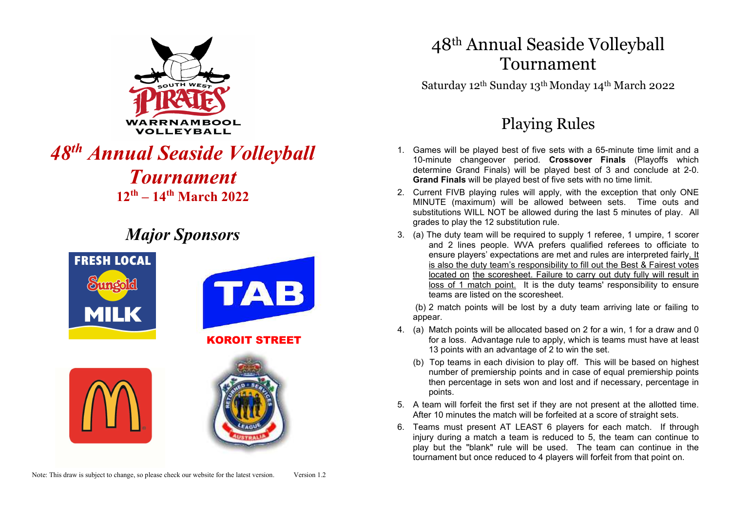SOUTH WEST PIRATES WARRNAMBOOL VOLLEYBALL

# *48th Annual Seaside Volleyball Tournament*

**12th – 14th March 2022**

## *Major Sponsors*

FRESH LOCAL Sungold MILK

TAB KOROIT STREET

Note: This draw is subject to change, so please check our website for the latest version. Version 1.2

# 48th Annual Seaside Volleyball Tournament

Saturday 12th Sunday 13th Monday 14th March 2022

## Playing Rules

1. Games will be played best of five sets with a 65-minute time limit and a 10-minute changeover period. **Crossover Finals** (Playoffs which determine Grand Finals) will be played best of 3 and conclude at 2-0. **Grand Finals** will be played best of five sets with no time limit.
2. Current FIVB playing rules will apply, with the exception that only ONE MINUTE (maximum) will be allowed between sets. Time outs and substitutions WILL NOT be allowed during the last 5 minutes of play. All grades to play the 12 substitution rule.
3. (a) The duty team will be required to supply 1 referee, 1 umpire, 1 scorer and 2 lines people. WVA prefers qualified referees to officiate to ensure players' expectations are met and rules are interpreted fairly. It is also the duty team's responsibility to fill out the Best & Fairest votes located on the scoresheet. Failure to carry out duty fully will result in loss of 1 match point. It is the duty teams' responsibility to ensure teams are listed on the scoresheet.

   (b) 2 match points will be lost by a duty team arriving late or failing to appear.
4. (a) Match points will be allocated based on 2 for a win, 1 for a draw and 0 for a loss. Advantage rule to apply, which is teams must have at least 13 points with an advantage of 2 to win the set.

   (b) Top teams in each division to play off. This will be based on highest number of premiership points and in case of equal premiership points then percentage in sets won and lost and if necessary, percentage in points.
5. A team will forfeit the first set if they are not present at the allotted time. After 10 minutes the match will be forfeited at a score of straight sets.
6. Teams must present AT LEAST 6 players for each match. If through injury during a match a team is reduced to 5, the team can continue to play but the "blank" rule will be used. The team can continue in the tournament but once reduced to 4 players will forfeit from that point on.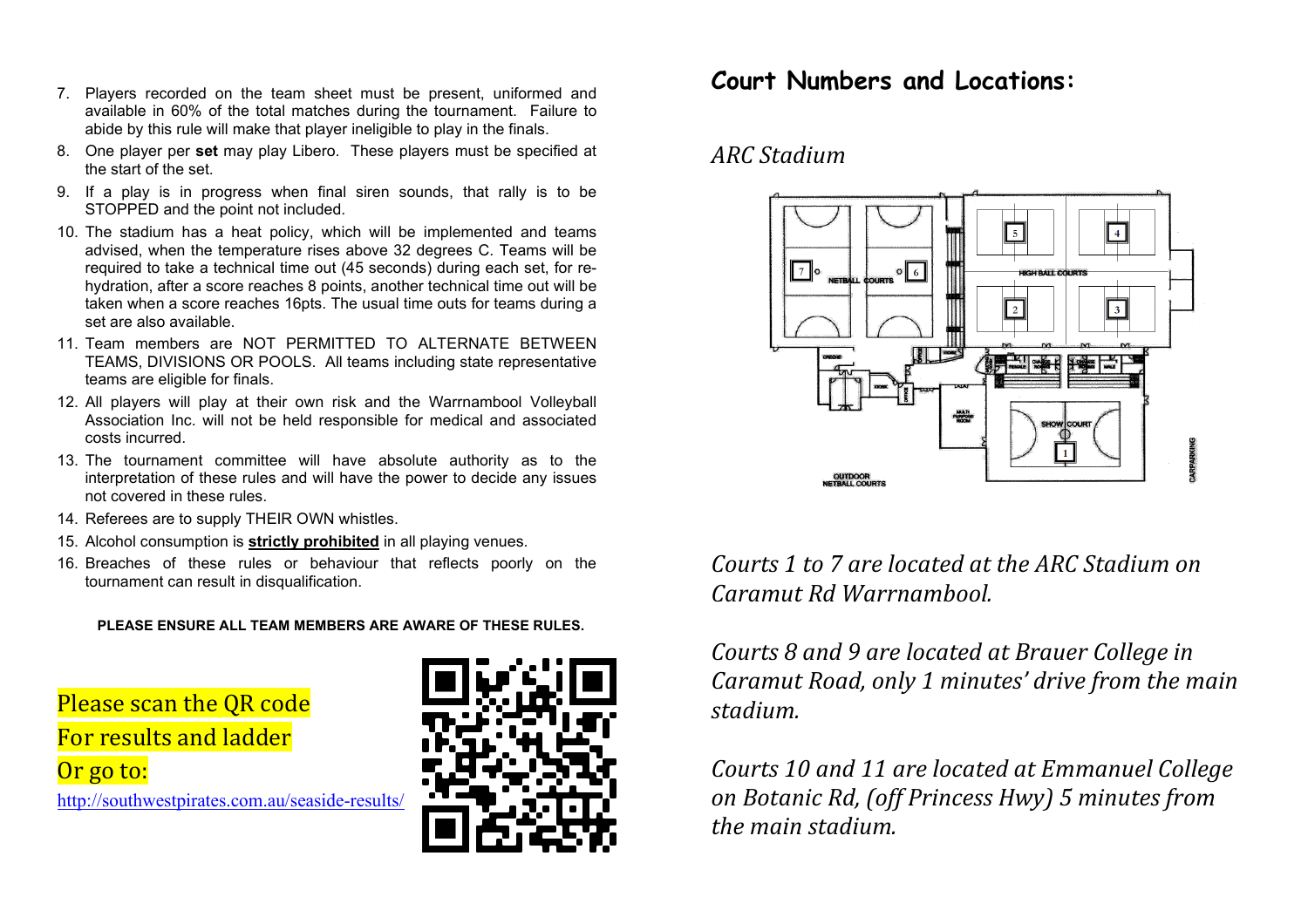7. Players recorded on the team sheet must be present, uniformed and available in 60% of the total matches during the tournament. Failure to abide by this rule will make that player ineligible to play in the finals.
8. One player per **set** may play Libero. These players must be specified at the start of the set.
9. If a play is in progress when final siren sounds, that rally is to be STOPPED and the point not included.
10. The stadium has a heat policy, which will be implemented and teams advised, when the temperature rises above 32 degrees C. Teams will be required to take a technical time out (45 seconds) during each set, for re-hydration, after a score reaches 8 points, another technical time out will be taken when a score reaches 16pts. The usual time outs for teams during a set are also available.
11. Team members are NOT PERMITTED TO ALTERNATE BETWEEN TEAMS, DIVISIONS OR POOLS. All teams including state representative teams are eligible for finals.
12. All players will play at their own risk and the Warrnambool Volleyball Association Inc. will not be held responsible for medical and associated costs incurred.
13. The tournament committee will have absolute authority as to the interpretation of these rules and will have the power to decide any issues not covered in these rules.
14. Referees are to supply THEIR OWN whistles.
15. Alcohol consumption is **strictly prohibited** in all playing venues.
16. Breaches of these rules or behaviour that reflects poorly on the tournament can result in disqualification.

**PLEASE ENSURE ALL TEAM MEMBERS ARE AWARE OF THESE RULES.**

Please scan the QR code
For results and ladder
Or go to:

http://southwestpirates.com.au/seaside-results/

## Court Numbers and Locations:

*ARC Stadium*

*Courts 1 to 7 are located at the ARC Stadium on Caramut Rd Warrnambool.*

*Courts 8 and 9 are located at Brauer College in Caramut Road, only 1 minutes' drive from the main stadium.*

*Courts 10 and 11 are located at Emmanuel College on Botanic Rd, (off Princess Hwy) 5 minutes from the main stadium.*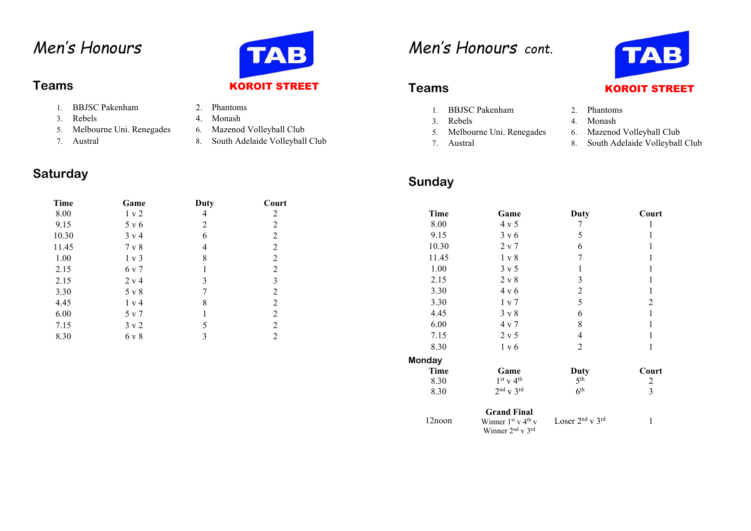# *Men's Honours*

TAB
KOROIT STREET

## Teams

1. BBJSC Pakenham
2. Phantoms
3. Rebels
4. Monash
5. Melbourne Uni. Renegades
6. Mazenod Volleyball Club
7. Austral
8. South Adelaide Volleyball Club

## Saturday

| Time | Game | Duty | Court |
|---|---|---|---|
| 8.00 | 1 v 2 | 4 | 2 |
| 9.15 | 5 v 6 | 2 | 2 |
| 10.30 | 3 v 4 | 6 | 2 |
| 11.45 | 7 v 8 | 4 | 2 |
| 1.00 | 1 v 3 | 8 | 2 |
| 2.15 | 6 v 7 | 1 | 2 |
| 2.15 | 2 v 4 | 3 | 3 |
| 3.30 | 5 v 8 | 7 | 2 |
| 4.45 | 1 v 4 | 8 | 2 |
| 6.00 | 5 v 7 | 1 | 2 |
| 7.15 | 3 v 2 | 5 | 2 |
| 8.30 | 6 v 8 | 3 | 2 |

# *Men's Honours* *cont.*

TAB
KOROIT STREET

## Teams

1. BBJSC Pakenham
2. Phantoms
3. Rebels
4. Monash
5. Melbourne Uni. Renegades
6. Mazenod Volleyball Club
7. Austral
8. South Adelaide Volleyball Club

## Sunday

| Time | Game | Duty | Court |
|---|---|---|---|
| 8.00 | 4 v 5 | 7 | 1 |
| 9.15 | 3 v 6 | 5 | 1 |
| 10.30 | 2 v 7 | 6 | 1 |
| 11.45 | 1 v 8 | 7 | 1 |
| 1.00 | 3 v 5 | 1 | 1 |
| 2.15 | 2 v 8 | 3 | 1 |
| 3.30 | 4 v 6 | 2 | 1 |
| 3.30 | 1 v 7 | 5 | 2 |
| 4.45 | 3 v 8 | 6 | 1 |
| 6.00 | 4 v 7 | 8 | 1 |
| 7.15 | 2 v 5 | 4 | 1 |
| 8.30 | 1 v 6 | 2 | 1 |

**Monday**

| Time | Game | Duty | Court |
|---|---|---|---|
| 8.30 | 1st v 4th | 5th | 2 |
| 8.30 | 2nd v 3rd | 6th | 3 |
| 12noon | **Grand Final** Winner 1st v 4th v Winner 2nd v 3rd | Loser 2nd v 3rd | 1 |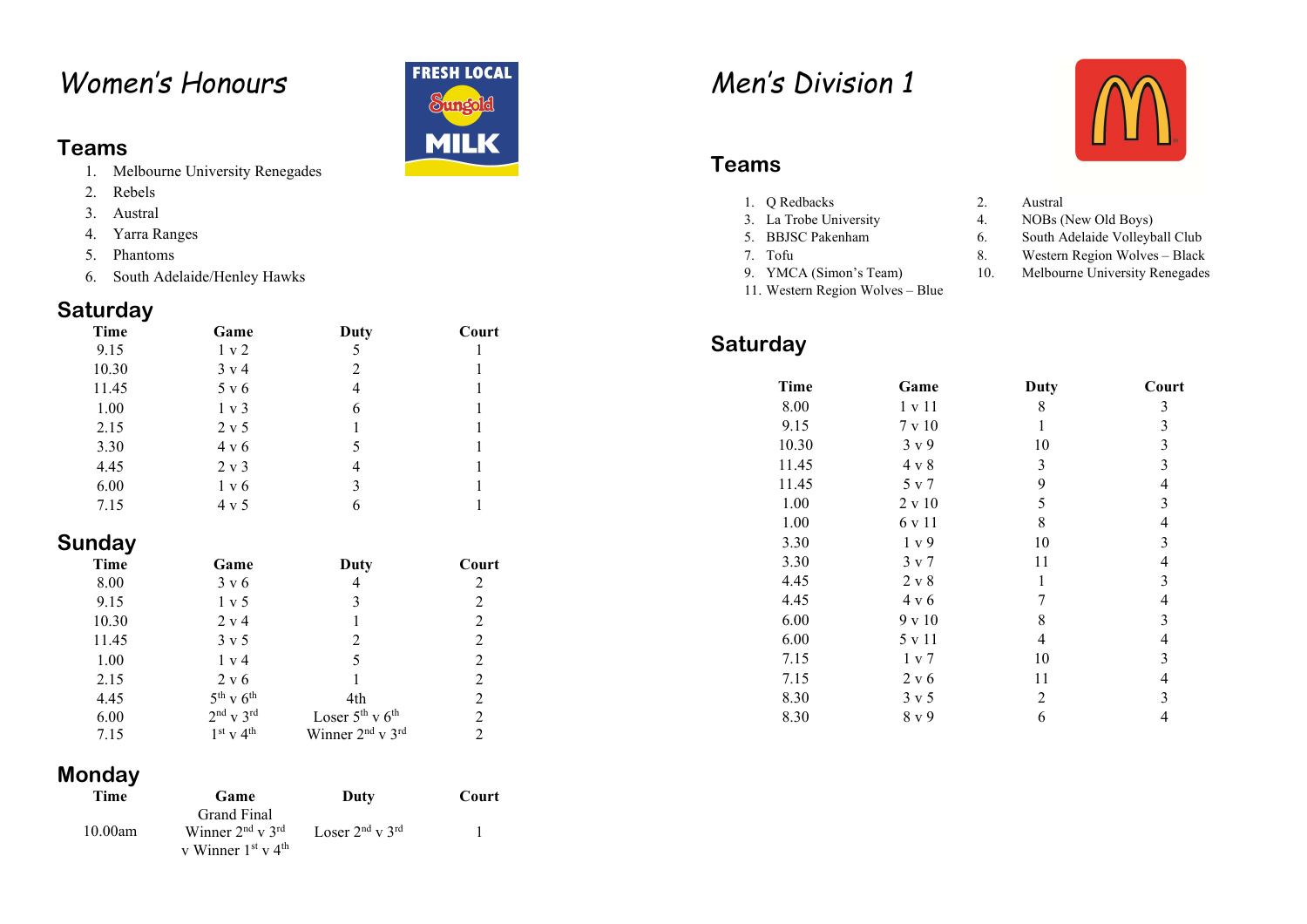# *Women's Honours*

## Teams

1. Melbourne University Renegades
2. Rebels
3. Austral
4. Yarra Ranges
5. Phantoms
6. South Adelaide/Henley Hawks

## Saturday

| Time | Game | Duty | Court |
|---|---|---|---|
| 9.15 | 1 v 2 | 5 | 1 |
| 10.30 | 3 v 4 | 2 | 1 |
| 11.45 | 5 v 6 | 4 | 1 |
| 1.00 | 1 v 3 | 6 | 1 |
| 2.15 | 2 v 5 | 1 | 1 |
| 3.30 | 4 v 6 | 5 | 1 |
| 4.45 | 2 v 3 | 4 | 1 |
| 6.00 | 1 v 6 | 3 | 1 |
| 7.15 | 4 v 5 | 6 | 1 |

## Sunday

| Time | Game | Duty | Court |
|---|---|---|---|
| 8.00 | 3 v 6 | 4 | 2 |
| 9.15 | 1 v 5 | 3 | 2 |
| 10.30 | 2 v 4 | 1 | 2 |
| 11.45 | 3 v 5 | 2 | 2 |
| 1.00 | 1 v 4 | 5 | 2 |
| 2.15 | 2 v 6 | 1 | 2 |
| 4.45 | 5th v 6th | 4th | 2 |
| 6.00 | 2nd v 3rd | Loser 5th v 6th | 2 |
| 7.15 | 1st v 4th | Winner 2nd v 3rd | 2 |

## Monday

| Time | Game | Duty | Court |
|---|---|---|---|
| 10.00am | Grand Final Winner 2nd v 3rd v Winner 1st v 4th | Loser 2nd v 3rd | 1 |

# *Men's Division 1*

## Teams

1. Q Redbacks
2. Austral
3. La Trobe University
4. NOBs (New Old Boys)
5. BBJSC Pakenham
6. South Adelaide Volleyball Club
7. Tofu
8. Western Region Wolves – Black
9. YMCA (Simon's Team)
10. Melbourne University Renegades
11. Western Region Wolves – Blue

## Saturday

| Time | Game | Duty | Court |
|---|---|---|---|
| 8.00 | 1 v 11 | 8 | 3 |
| 9.15 | 7 v 10 | 1 | 3 |
| 10.30 | 3 v 9 | 10 | 3 |
| 11.45 | 4 v 8 | 3 | 3 |
| 11.45 | 5 v 7 | 9 | 4 |
| 1.00 | 2 v 10 | 5 | 3 |
| 1.00 | 6 v 11 | 8 | 4 |
| 3.30 | 1 v 9 | 10 | 3 |
| 3.30 | 3 v 7 | 11 | 4 |
| 4.45 | 2 v 8 | 1 | 3 |
| 4.45 | 4 v 6 | 7 | 4 |
| 6.00 | 9 v 10 | 8 | 3 |
| 6.00 | 5 v 11 | 4 | 4 |
| 7.15 | 1 v 7 | 10 | 3 |
| 7.15 | 2 v 6 | 11 | 4 |
| 8.30 | 3 v 5 | 2 | 3 |
| 8.30 | 8 v 9 | 6 | 4 |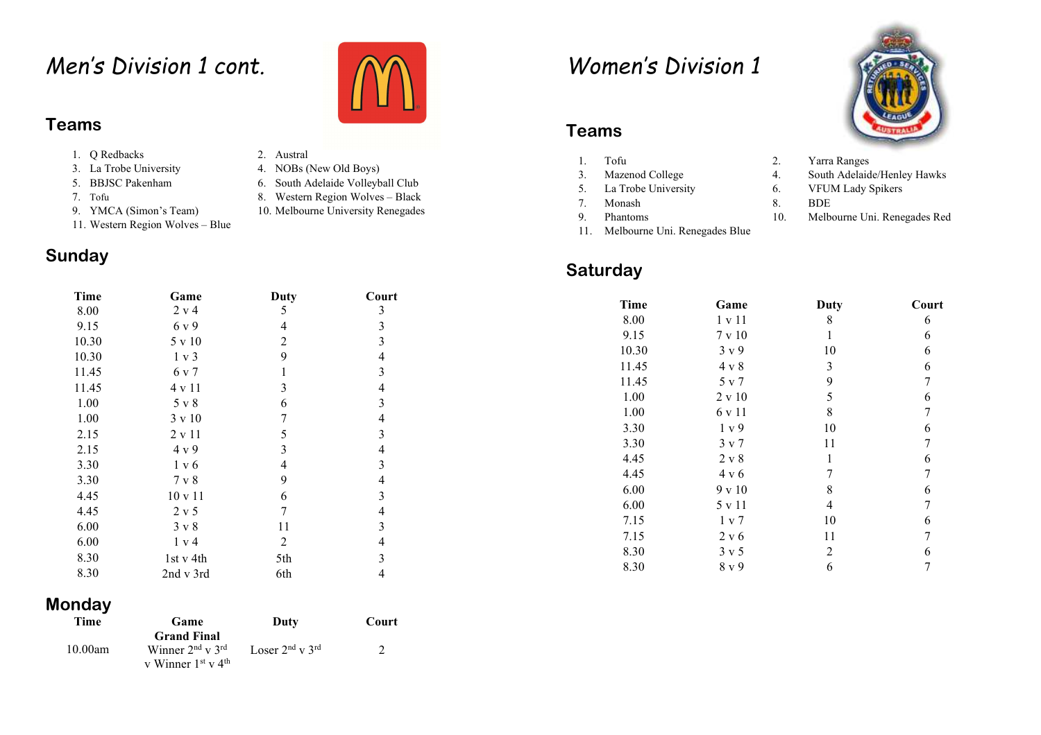# *Men's Division 1 cont.*

## Teams

1. Q Redbacks
2. Austral
3. La Trobe University
4. NOBs (New Old Boys)
5. BBJSC Pakenham
6. South Adelaide Volleyball Club
7. Tofu
8. Western Region Wolves – Black
9. YMCA (Simon's Team)
10. Melbourne University Renegades
11. Western Region Wolves – Blue

## Sunday

| Time | Game | Duty | Court |
|---|---|---|---|
| 8.00 | 2 v 4 | 5 | 3 |
| 9.15 | 6 v 9 | 4 | 3 |
| 10.30 | 5 v 10 | 2 | 3 |
| 10.30 | 1 v 3 | 9 | 4 |
| 11.45 | 6 v 7 | 1 | 3 |
| 11.45 | 4 v 11 | 3 | 4 |
| 1.00 | 5 v 8 | 6 | 3 |
| 1.00 | 3 v 10 | 7 | 4 |
| 2.15 | 2 v 11 | 5 | 3 |
| 2.15 | 4 v 9 | 3 | 4 |
| 3.30 | 1 v 6 | 4 | 3 |
| 3.30 | 7 v 8 | 9 | 4 |
| 4.45 | 10 v 11 | 6 | 3 |
| 4.45 | 2 v 5 | 7 | 4 |
| 6.00 | 3 v 8 | 11 | 3 |
| 6.00 | 1 v 4 | 2 | 4 |
| 8.30 | 1st v 4th | 5th | 3 |
| 8.30 | 2nd v 3rd | 6th | 4 |

## Monday

| Time | Game | Duty | Court |
|---|---|---|---|
| 10.00am | **Grand Final** Winner 2nd v 3rd v Winner 1st v 4th | Loser 2nd v 3rd | 2 |

# *Women's Division 1*

## Teams

1. Tofu
2. Yarra Ranges
3. Mazenod College
4. South Adelaide/Henley Hawks
5. La Trobe University
6. VFUM Lady Spikers
7. Monash
8. BDE
9. Phantoms
10. Melbourne Uni. Renegades Red
11. Melbourne Uni. Renegades Blue

## Saturday

| Time | Game | Duty | Court |
|---|---|---|---|
| 8.00 | 1 v 11 | 8 | 6 |
| 9.15 | 7 v 10 | 1 | 6 |
| 10.30 | 3 v 9 | 10 | 6 |
| 11.45 | 4 v 8 | 3 | 6 |
| 11.45 | 5 v 7 | 9 | 7 |
| 1.00 | 2 v 10 | 5 | 6 |
| 1.00 | 6 v 11 | 8 | 7 |
| 3.30 | 1 v 9 | 10 | 6 |
| 3.30 | 3 v 7 | 11 | 7 |
| 4.45 | 2 v 8 | 1 | 6 |
| 4.45 | 4 v 6 | 7 | 7 |
| 6.00 | 9 v 10 | 8 | 6 |
| 6.00 | 5 v 11 | 4 | 7 |
| 7.15 | 1 v 7 | 10 | 6 |
| 7.15 | 2 v 6 | 11 | 7 |
| 8.30 | 3 v 5 | 2 | 6 |
| 8.30 | 8 v 9 | 6 | 7 |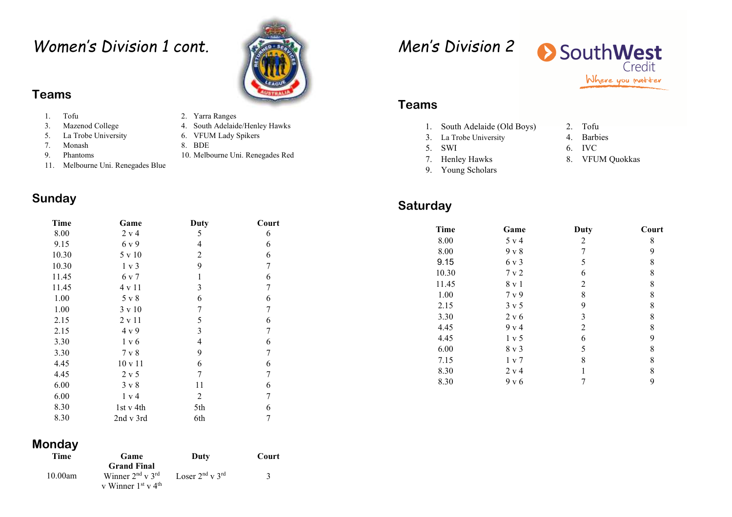# Women's Division 1 cont.

## Teams

1. Tofu
2. Yarra Ranges
3. Mazenod College
4. South Adelaide/Henley Hawks
5. La Trobe University
6. VFUM Lady Spikers
7. Monash
8. BDE
9. Phantoms
10. Melbourne Uni. Renegades Red
11. Melbourne Uni. Renegades Blue

## Sunday

| Time | Game | Duty | Court |
|---|---|---|---|
| 8.00 | 2 v 4 | 5 | 6 |
| 9.15 | 6 v 9 | 4 | 6 |
| 10.30 | 5 v 10 | 2 | 6 |
| 10.30 | 1 v 3 | 9 | 7 |
| 11.45 | 6 v 7 | 1 | 6 |
| 11.45 | 4 v 11 | 3 | 7 |
| 1.00 | 5 v 8 | 6 | 6 |
| 1.00 | 3 v 10 | 7 | 7 |
| 2.15 | 2 v 11 | 5 | 6 |
| 2.15 | 4 v 9 | 3 | 7 |
| 3.30 | 1 v 6 | 4 | 6 |
| 3.30 | 7 v 8 | 9 | 7 |
| 4.45 | 10 v 11 | 6 | 6 |
| 4.45 | 2 v 5 | 7 | 7 |
| 6.00 | 3 v 8 | 11 | 6 |
| 6.00 | 1 v 4 | 2 | 7 |
| 8.30 | 1st v 4th | 5th | 6 |
| 8.30 | 2nd v 3rd | 6th | 7 |

## Monday

| Time | Game | Duty | Court |
|---|---|---|---|
| 10.00am | **Grand Final** Winner 2nd v 3rd v Winner 1st v 4th | Loser 2nd v 3rd | 3 |

# Men's Division 2

SouthWest Credit
Where you matter

## Teams

1. South Adelaide (Old Boys)
2. Tofu
3. La Trobe University
4. Barbies
5. SWI
6. IVC
7. Henley Hawks
8. VFUM Quokkas
9. Young Scholars

## Saturday

| Time | Game | Duty | Court |
|---|---|---|---|
| 8.00 | 5 v 4 | 2 | 8 |
| 8.00 | 9 v 8 | 7 | 9 |
| 9.15 | 6 v 3 | 5 | 8 |
| 10.30 | 7 v 2 | 6 | 8 |
| 11.45 | 8 v 1 | 2 | 8 |
| 1.00 | 7 v 9 | 8 | 8 |
| 2.15 | 3 v 5 | 9 | 8 |
| 3.30 | 2 v 6 | 3 | 8 |
| 4.45 | 9 v 4 | 2 | 8 |
| 4.45 | 1 v 5 | 6 | 9 |
| 6.00 | 8 v 3 | 5 | 8 |
| 7.15 | 1 v 7 | 8 | 8 |
| 8.30 | 2 v 4 | 1 | 8 |
| 8.30 | 9 v 6 | 7 | 9 |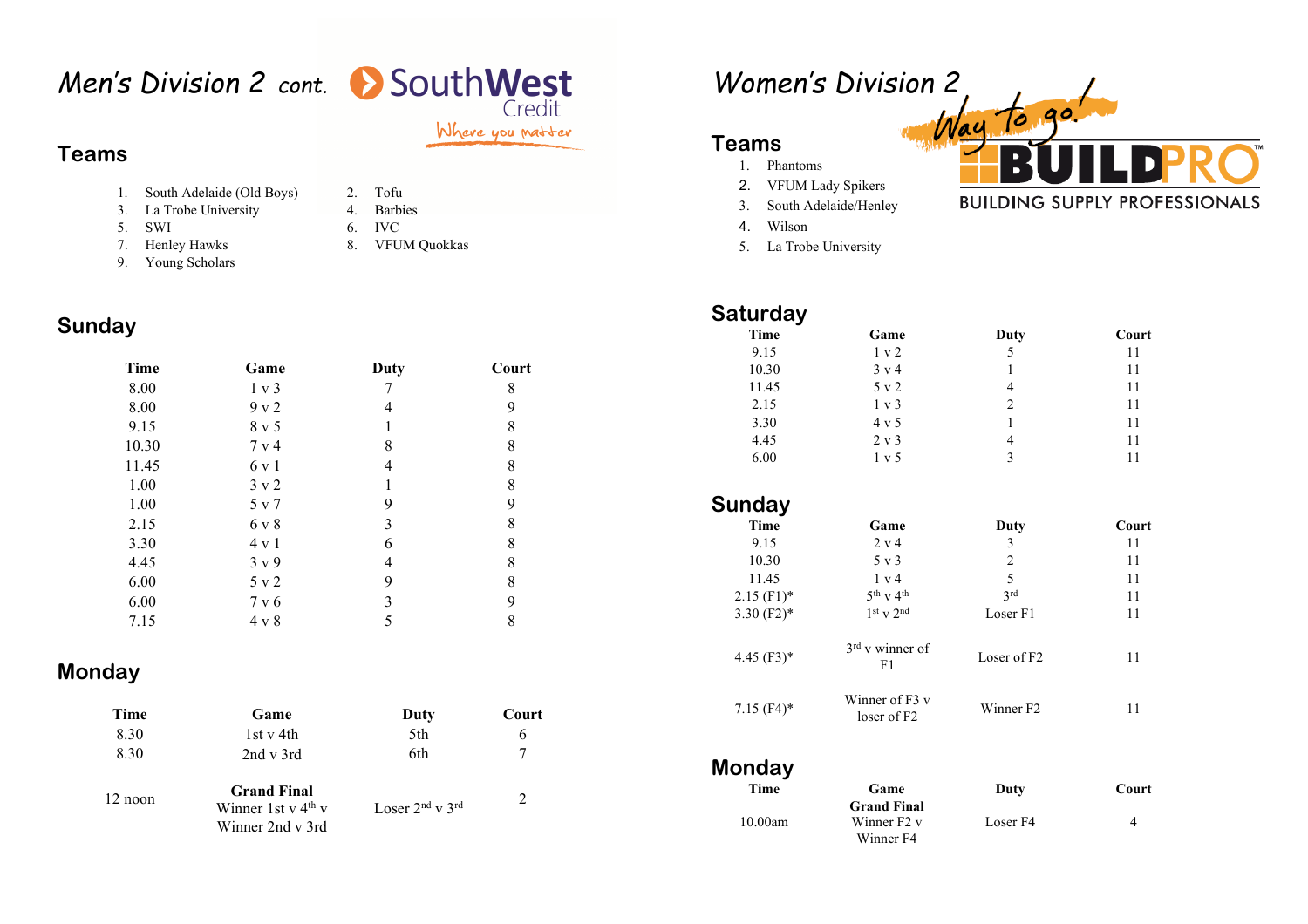# Men's Division 2 *cont.*

SouthWest Credit
Where you matter

## Teams

1. South Adelaide (Old Boys)
2. Tofu
3. La Trobe University
4. Barbies
5. SWI
6. IVC
7. Henley Hawks
8. VFUM Quokkas
9. Young Scholars

## Sunday

| Time | Game | Duty | Court |
|---|---|---|---|
| 8.00 | 1 v 3 | 7 | 8 |
| 8.00 | 9 v 2 | 4 | 9 |
| 9.15 | 8 v 5 | 1 | 8 |
| 10.30 | 7 v 4 | 8 | 8 |
| 11.45 | 6 v 1 | 4 | 8 |
| 1.00 | 3 v 2 | 1 | 8 |
| 1.00 | 5 v 7 | 9 | 9 |
| 2.15 | 6 v 8 | 3 | 8 |
| 3.30 | 4 v 1 | 6 | 8 |
| 4.45 | 3 v 9 | 4 | 8 |
| 6.00 | 5 v 2 | 9 | 8 |
| 6.00 | 7 v 6 | 3 | 9 |
| 7.15 | 4 v 8 | 5 | 8 |

## Monday

| Time | Game | Duty | Court |
|---|---|---|---|
| 8.30 | 1st v 4th | 5th | 6 |
| 8.30 | 2nd v 3rd | 6th | 7 |
| 12 noon | **Grand Final** Winner 1st v 4th v Winner 2nd v 3rd | Loser 2nd v 3rd | 2 |

# Women's Division 2

Way to go! BUILDPRO
BUILDING SUPPLY PROFESSIONALS

## Teams

1. Phantoms
2. VFUM Lady Spikers
3. South Adelaide/Henley
4. Wilson
5. La Trobe University

## Saturday

| Time | Game | Duty | Court |
|---|---|---|---|
| 9.15 | 1 v 2 | 5 | 11 |
| 10.30 | 3 v 4 | 1 | 11 |
| 11.45 | 5 v 2 | 4 | 11 |
| 2.15 | 1 v 3 | 2 | 11 |
| 3.30 | 4 v 5 | 1 | 11 |
| 4.45 | 2 v 3 | 4 | 11 |
| 6.00 | 1 v 5 | 3 | 11 |

## Sunday

| Time | Game | Duty | Court |
|---|---|---|---|
| 9.15 | 2 v 4 | 3 | 11 |
| 10.30 | 5 v 3 | 2 | 11 |
| 11.45 | 1 v 4 | 5 | 11 |
| 2.15 (F1)* | 5th v 4th | 3rd | 11 |
| 3.30 (F2)* | 1st v 2nd | Loser F1 | 11 |
| 4.45 (F3)* | 3rd v winner of F1 | Loser of F2 | 11 |
| 7.15 (F4)* | Winner of F3 v loser of F2 | Winner F2 | 11 |

## Monday

| Time | Game | Duty | Court |
|---|---|---|---|
| 10.00am | **Grand Final** Winner F2 v Winner F4 | Loser F4 | 4 |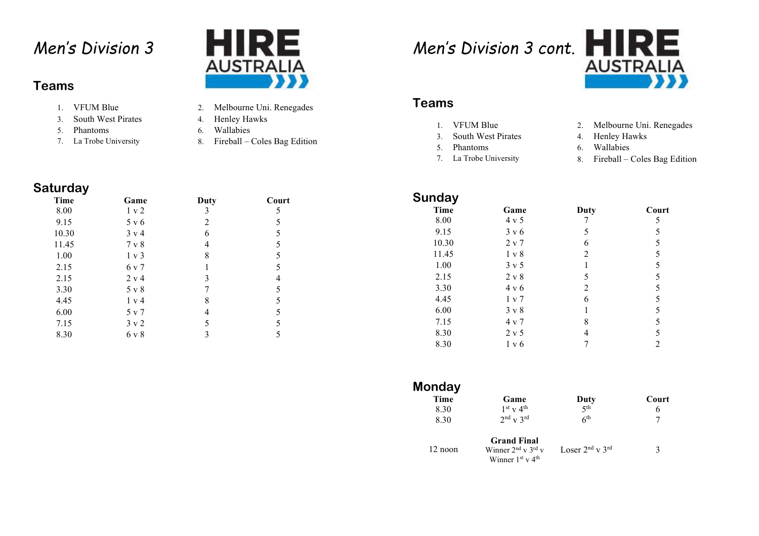# Men's Division 3

HIRE AUSTRALIA

## Teams

1. VFUM Blue
2. Melbourne Uni. Renegades
3. South West Pirates
4. Henley Hawks
5. Phantoms
6. Wallabies
7. La Trobe University
8. Fireball – Coles Bag Edition

## Saturday

| Time | Game | Duty | Court |
|---|---|---|---|
| 8.00 | 1 v 2 | 3 | 5 |
| 9.15 | 5 v 6 | 2 | 5 |
| 10.30 | 3 v 4 | 6 | 5 |
| 11.45 | 7 v 8 | 4 | 5 |
| 1.00 | 1 v 3 | 8 | 5 |
| 2.15 | 6 v 7 | 1 | 5 |
| 2.15 | 2 v 4 | 3 | 4 |
| 3.30 | 5 v 8 | 7 | 5 |
| 4.45 | 1 v 4 | 8 | 5 |
| 6.00 | 5 v 7 | 4 | 5 |
| 7.15 | 3 v 2 | 5 | 5 |
| 8.30 | 6 v 8 | 3 | 5 |

# Men's Division 3 cont.

HIRE AUSTRALIA

## Teams

1. VFUM Blue
2. Melbourne Uni. Renegades
3. South West Pirates
4. Henley Hawks
5. Phantoms
6. Wallabies
7. La Trobe University
8. Fireball – Coles Bag Edition

## Sunday

| Time | Game | Duty | Court |
|---|---|---|---|
| 8.00 | 4 v 5 | 7 | 5 |
| 9.15 | 3 v 6 | 5 | 5 |
| 10.30 | 2 v 7 | 6 | 5 |
| 11.45 | 1 v 8 | 2 | 5 |
| 1.00 | 3 v 5 | 1 | 5 |
| 2.15 | 2 v 8 | 5 | 5 |
| 3.30 | 4 v 6 | 2 | 5 |
| 4.45 | 1 v 7 | 6 | 5 |
| 6.00 | 3 v 8 | 1 | 5 |
| 7.15 | 4 v 7 | 8 | 5 |
| 8.30 | 2 v 5 | 4 | 5 |
| 8.30 | 1 v 6 | 7 | 2 |

## Monday

| Time | Game | Duty | Court |
|---|---|---|---|
| 8.30 | 1st v 4th | 5th | 6 |
| 8.30 | 2nd v 3rd | 6th | 7 |
| 12 noon | **Grand Final** Winner 2nd v 3rd v Winner 1st v 4th | Loser 2nd v 3rd | 3 |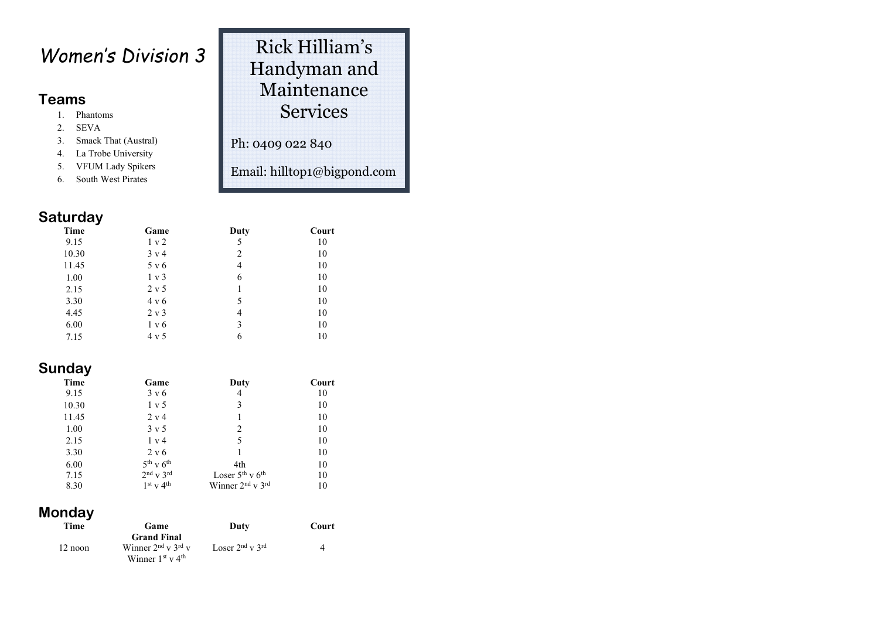# *Women's Division 3*

Rick Hilliam's Handyman and Maintenance Services

Ph: 0409 022 840

Email: hilltop1@bigpond.com

## Teams

1. Phantoms
2. SEVA
3. Smack That (Austral)
4. La Trobe University
5. VFUM Lady Spikers
6. South West Pirates

## Saturday

| Time | Game | Duty | Court |
|---|---|---|---|
| 9.15 | 1 v 2 | 5 | 10 |
| 10.30 | 3 v 4 | 2 | 10 |
| 11.45 | 5 v 6 | 4 | 10 |
| 1.00 | 1 v 3 | 6 | 10 |
| 2.15 | 2 v 5 | 1 | 10 |
| 3.30 | 4 v 6 | 5 | 10 |
| 4.45 | 2 v 3 | 4 | 10 |
| 6.00 | 1 v 6 | 3 | 10 |
| 7.15 | 4 v 5 | 6 | 10 |

## Sunday

| Time | Game | Duty | Court |
|---|---|---|---|
| 9.15 | 3 v 6 | 4 | 10 |
| 10.30 | 1 v 5 | 3 | 10 |
| 11.45 | 2 v 4 | 1 | 10 |
| 1.00 | 3 v 5 | 2 | 10 |
| 2.15 | 1 v 4 | 5 | 10 |
| 3.30 | 2 v 6 | 1 | 10 |
| 6.00 | 5th v 6th | 4th | 10 |
| 7.15 | 2nd v 3rd | Loser 5th v 6th | 10 |
| 8.30 | 1st v 4th | Winner 2nd v 3rd | 10 |

## Monday

| Time | Game | Duty | Court |
|---|---|---|---|
| 12 noon | **Grand Final** Winner 2nd v 3rd v Winner 1st v 4th | Loser 2nd v 3rd | 4 |